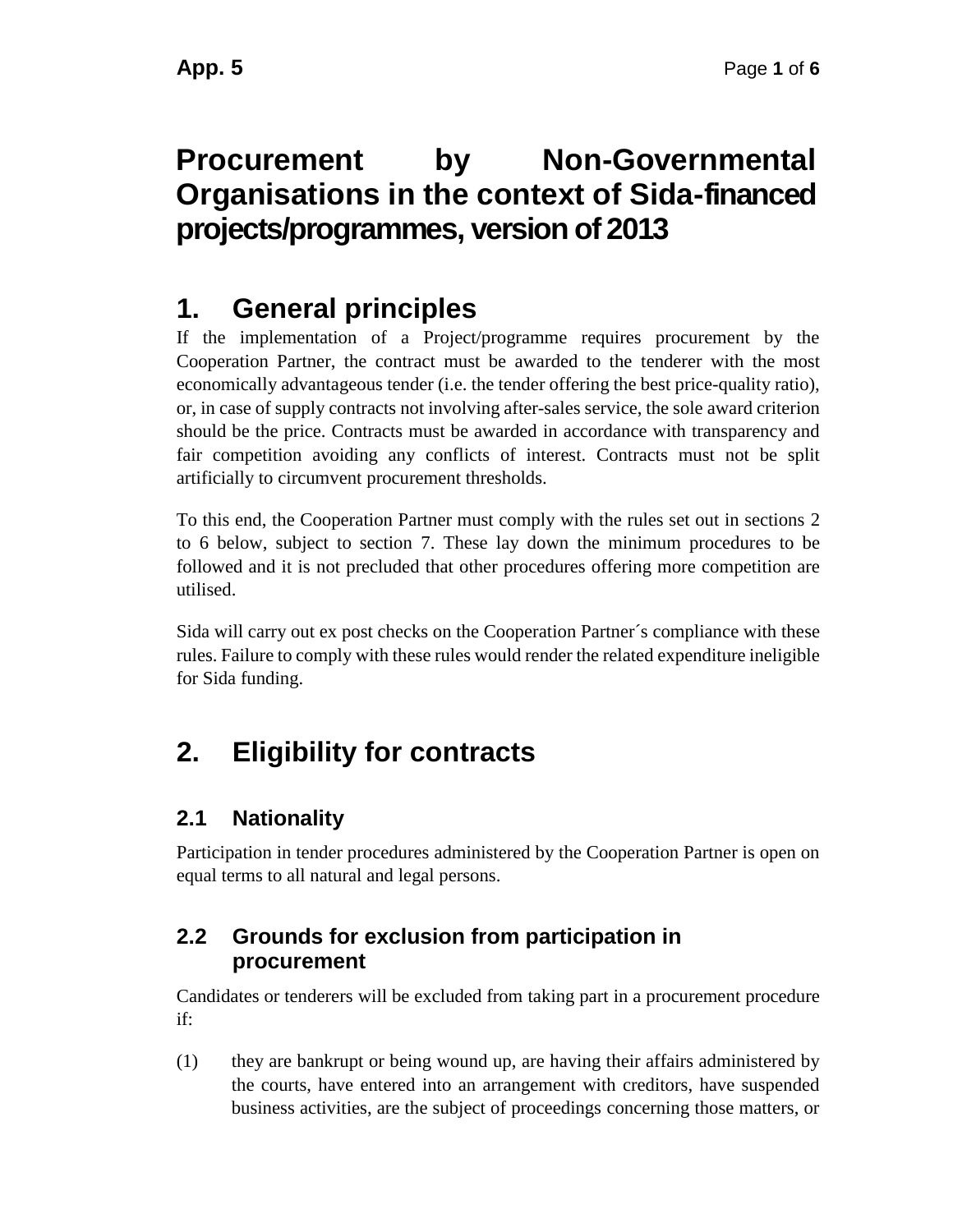# Procurement by Non-Governmental Organisations in the context of Sida-financed projects/programmes, version of 2013

## 1. General principles

If the implementation of a Project/programme requires procurement by the Cooperation Partner, the contract must be awarded to the tenderer with the most economically advantageous tender (i.e. the tender offering the best price-quality ratio), or, in case of supply contracts not involving after-sales service, the sole award criterion should be the price. Contracts must be awarded in accordance with transparency and fair competition avoiding any conflicts of interest. Contracts must not be split artificially to circumvent procurement thresholds.

To this end, the Cooperation Partner must comply with the rules set out in sections 2 to 6 below, subject to section 7. These lay down the minimum procedures to be followed and it is not precluded that other procedures offering more competition are utilised.

Sida will carry out ex post checks on the Cooperation Partner´s compliance with these rules. Failure to comply with these rules would render the related expenditure ineligible for Sida funding.

## 2. Eligibility for contracts

### 2.1 Nationality

Participation in tender procedures administered by the Cooperation Partner is open on equal terms to all natural and legal persons.

### 2.2 Grounds for exclusion from participation in procurement

Candidates or tenderers will be excluded from taking part in a procurement procedure if:

(1) they are bankrupt or being wound up, are having their affairs administered by the courts, have entered into an arrangement with creditors, have suspended business activities, are the subject of proceedings concerning those matters, or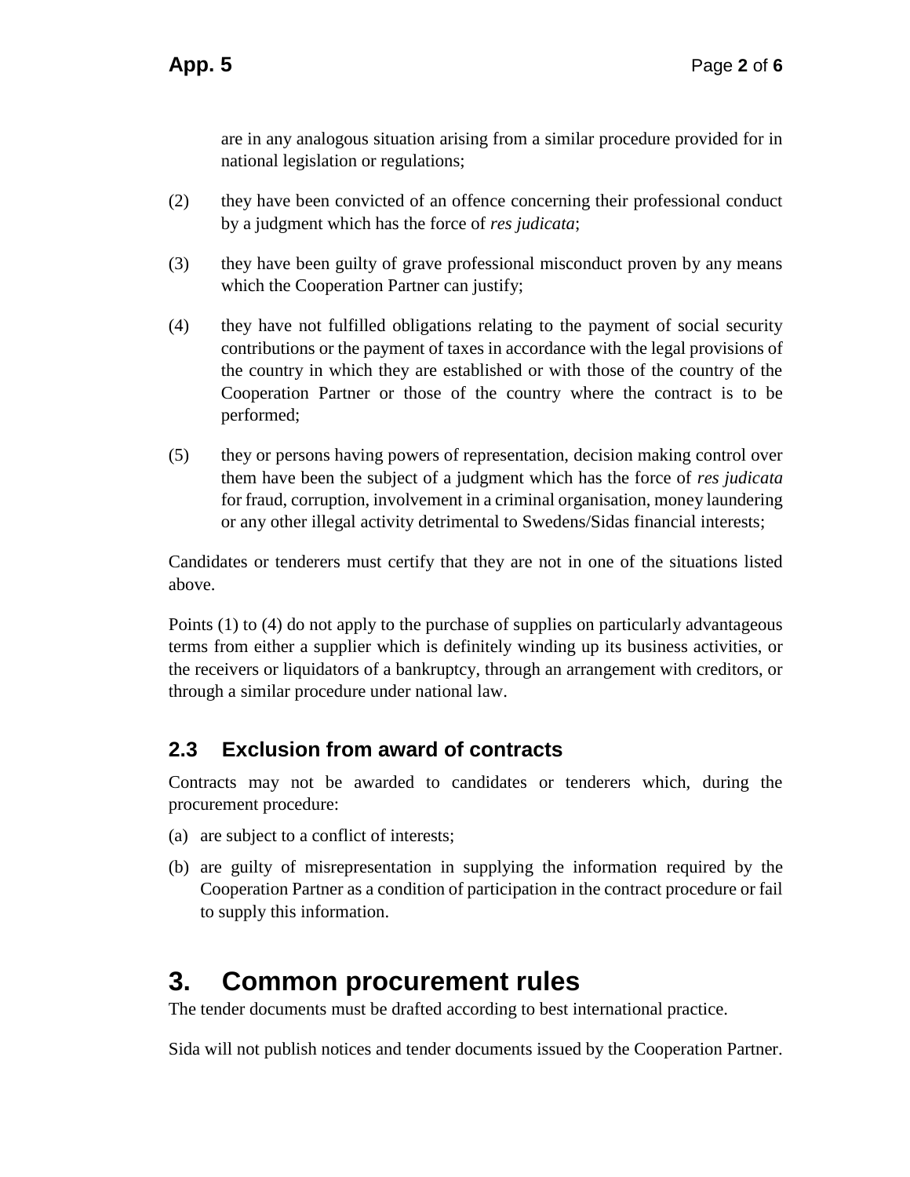are in any analogous situation arising from a similar procedure provided for in national legislation or regulations;

(2) they have been convicted of an offence concerning their professional conduct by a judgment which has the force of *res judicata*;

(3) they have been guilty of grave professional misconduct proven by any means which the Cooperation Partner can justify;

(4) they have not fulfilled obligations relating to the payment of social security contributions or the payment of taxes in accordance with the legal provisions of the country in which they are established or with those of the country of the Cooperation Partner or those of the country where the contract is to be performed;

(5) they or persons having powers of representation, decision making control over them have been the subject of a judgment which has the force of *res judicata* for fraud, corruption, involvement in a criminal organisation, money laundering or any other illegal activity detrimental to Swedens/Sidas financial interests;

Candidates or tenderers must certify that they are not in one of the situations listed above.

Points (1) to (4) do not apply to the purchase of supplies on particularly advantageous terms from either a supplier which is definitely winding up its business activities, or the receivers or liquidators of a bankruptcy, through an arrangement with creditors, or through a similar procedure under national law.

## 2.3 Exclusion from award of contracts

Contracts may not be awarded to candidates or tenderers which, during the procurement procedure:

(a) are subject to a conflict of interests;

(b) are guilty of misrepresentation in supplying the information required by the Cooperation Partner as a condition of participation in the contract procedure or fail to supply this information.

# 3. Common procurement rules

The tender documents must be drafted according to best international practice.

Sida will not publish notices and tender documents issued by the Cooperation Partner.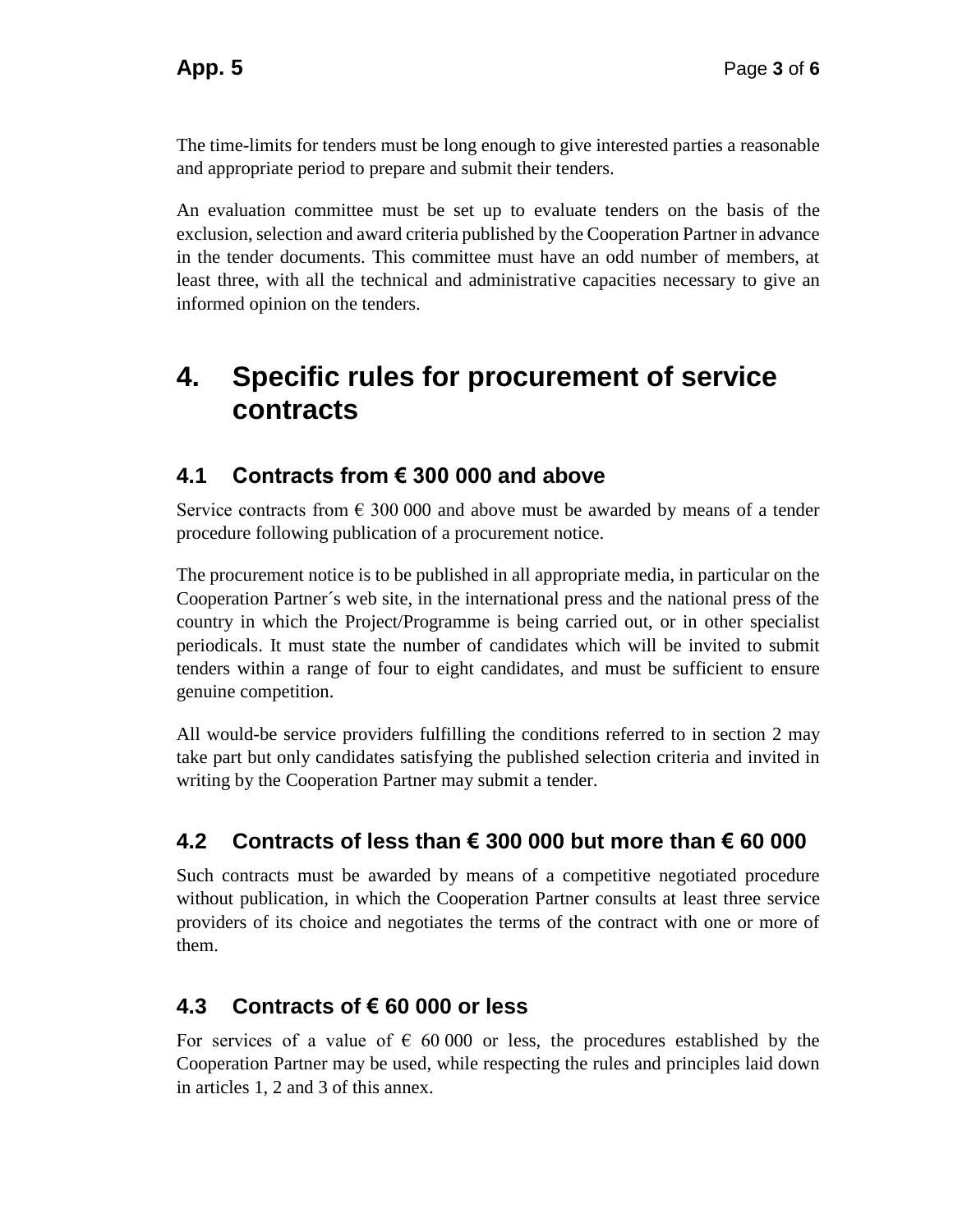The time-limits for tenders must be long enough to give interested parties a reasonable and appropriate period to prepare and submit their tenders.

An evaluation committee must be set up to evaluate tenders on the basis of the exclusion, selection and award criteria published by the Cooperation Partner in advance in the tender documents. This committee must have an odd number of members, at least three, with all the technical and administrative capacities necessary to give an informed opinion on the tenders.

# 4. Specific rules for procurement of service contracts

## 4.1 Contracts from € 300 000 and above

Service contracts from € 300 000 and above must be awarded by means of a tender procedure following publication of a procurement notice.

The procurement notice is to be published in all appropriate media, in particular on the Cooperation Partner´s web site, in the international press and the national press of the country in which the Project/Programme is being carried out, or in other specialist periodicals. It must state the number of candidates which will be invited to submit tenders within a range of four to eight candidates, and must be sufficient to ensure genuine competition.

All would-be service providers fulfilling the conditions referred to in section 2 may take part but only candidates satisfying the published selection criteria and invited in writing by the Cooperation Partner may submit a tender.

## 4.2 Contracts of less than € 300 000 but more than € 60 000

Such contracts must be awarded by means of a competitive negotiated procedure without publication, in which the Cooperation Partner consults at least three service providers of its choice and negotiates the terms of the contract with one or more of them.

## 4.3 Contracts of € 60 000 or less

For services of a value of € 60 000 or less, the procedures established by the Cooperation Partner may be used, while respecting the rules and principles laid down in articles 1, 2 and 3 of this annex.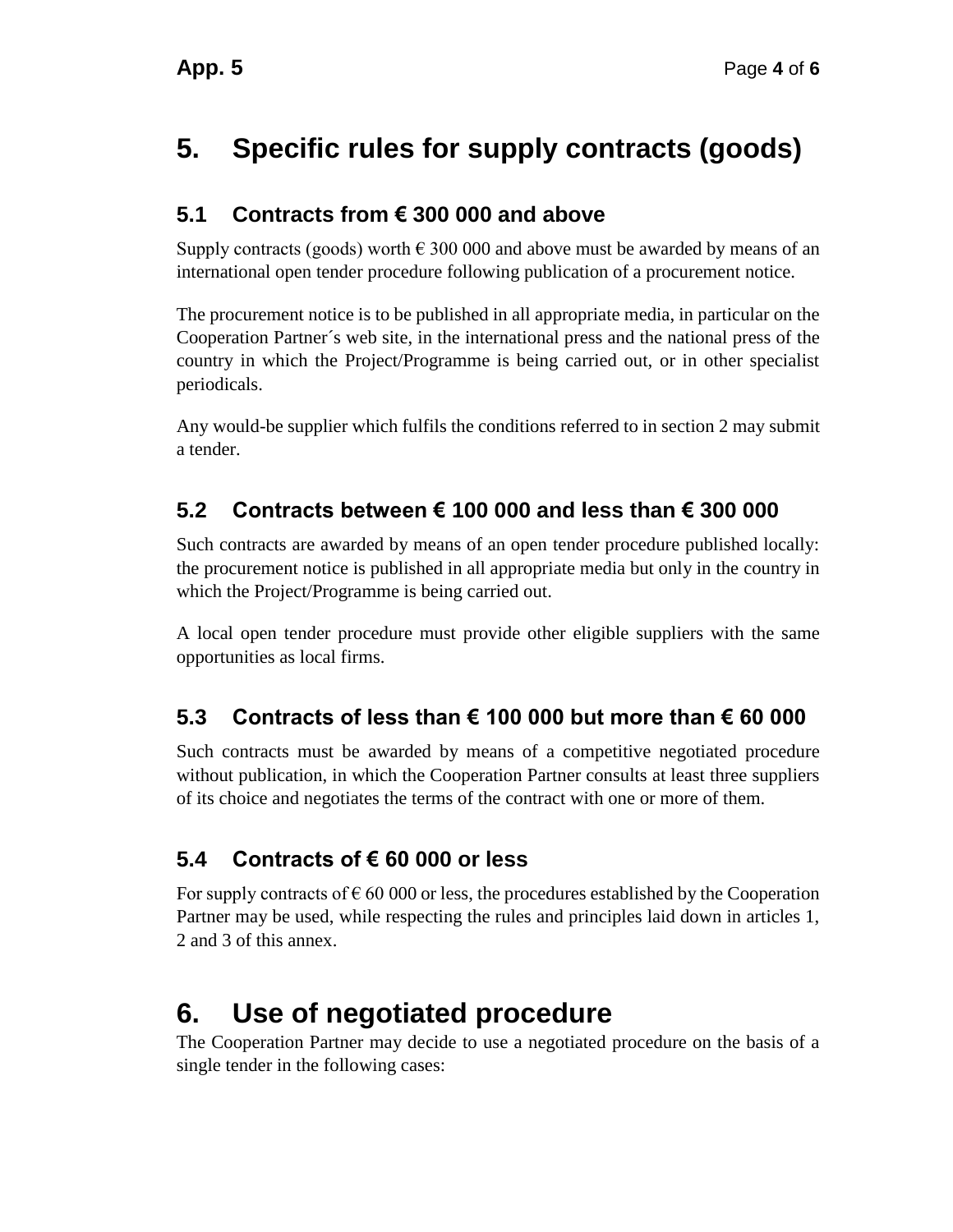# 5. Specific rules for supply contracts (goods)

## 5.1 Contracts from € 300 000 and above

Supply contracts (goods) worth € 300 000 and above must be awarded by means of an international open tender procedure following publication of a procurement notice.

The procurement notice is to be published in all appropriate media, in particular on the Cooperation Partner´s web site, in the international press and the national press of the country in which the Project/Programme is being carried out, or in other specialist periodicals.

Any would-be supplier which fulfils the conditions referred to in section 2 may submit a tender.

## 5.2 Contracts between € 100 000 and less than € 300 000

Such contracts are awarded by means of an open tender procedure published locally: the procurement notice is published in all appropriate media but only in the country in which the Project/Programme is being carried out.

A local open tender procedure must provide other eligible suppliers with the same opportunities as local firms.

## 5.3 Contracts of less than € 100 000 but more than € 60 000

Such contracts must be awarded by means of a competitive negotiated procedure without publication, in which the Cooperation Partner consults at least three suppliers of its choice and negotiates the terms of the contract with one or more of them.

## 5.4 Contracts of € 60 000 or less

For supply contracts of € 60 000 or less, the procedures established by the Cooperation Partner may be used, while respecting the rules and principles laid down in articles 1, 2 and 3 of this annex.

# 6. Use of negotiated procedure

The Cooperation Partner may decide to use a negotiated procedure on the basis of a single tender in the following cases: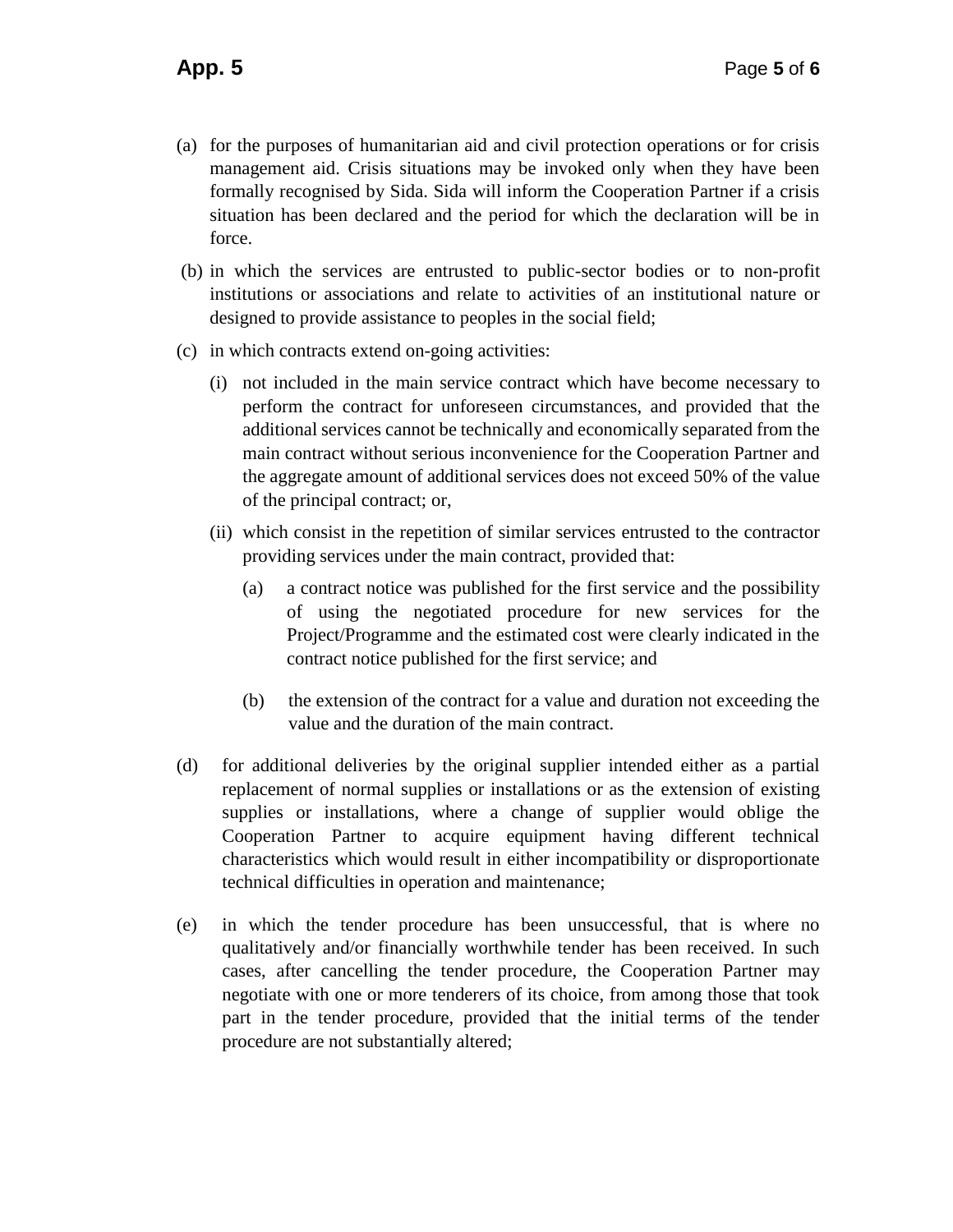(a) for the purposes of humanitarian aid and civil protection operations or for crisis management aid. Crisis situations may be invoked only when they have been formally recognised by Sida. Sida will inform the Cooperation Partner if a crisis situation has been declared and the period for which the declaration will be in force.

(b) in which the services are entrusted to public-sector bodies or to non-profit institutions or associations and relate to activities of an institutional nature or designed to provide assistance to peoples in the social field;

(c) in which contracts extend on-going activities:

   (i) not included in the main service contract which have become necessary to perform the contract for unforeseen circumstances, and provided that the additional services cannot be technically and economically separated from the main contract without serious inconvenience for the Cooperation Partner and the aggregate amount of additional services does not exceed 50% of the value of the principal contract; or,

   (ii) which consist in the repetition of similar services entrusted to the contractor providing services under the main contract, provided that:

      (a) a contract notice was published for the first service and the possibility of using the negotiated procedure for new services for the Project/Programme and the estimated cost were clearly indicated in the contract notice published for the first service; and

      (b) the extension of the contract for a value and duration not exceeding the value and the duration of the main contract.

(d) for additional deliveries by the original supplier intended either as a partial replacement of normal supplies or installations or as the extension of existing supplies or installations, where a change of supplier would oblige the Cooperation Partner to acquire equipment having different technical characteristics which would result in either incompatibility or disproportionate technical difficulties in operation and maintenance;

(e) in which the tender procedure has been unsuccessful, that is where no qualitatively and/or financially worthwhile tender has been received. In such cases, after cancelling the tender procedure, the Cooperation Partner may negotiate with one or more tenderers of its choice, from among those that took part in the tender procedure, provided that the initial terms of the tender procedure are not substantially altered;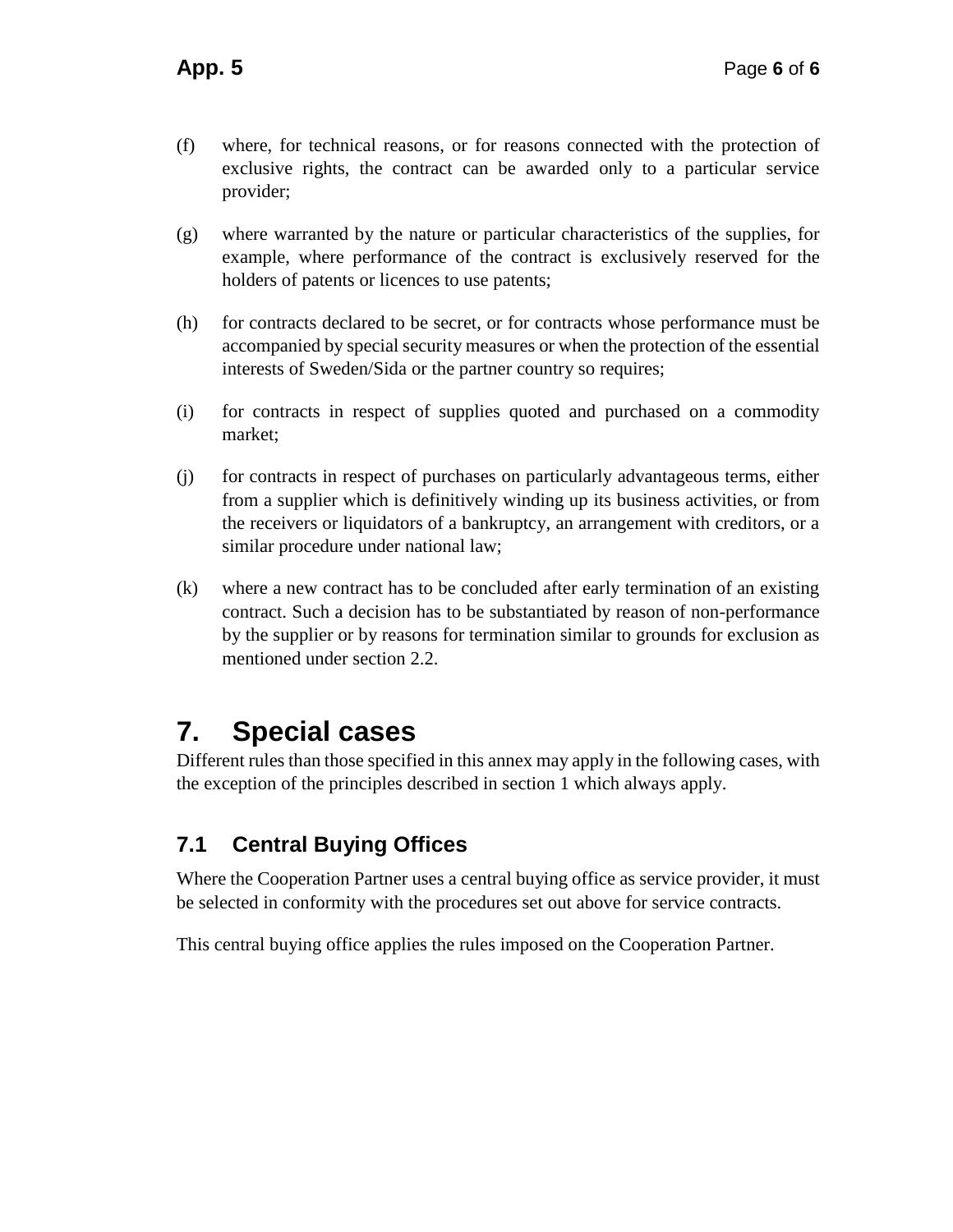(f) where, for technical reasons, or for reasons connected with the protection of exclusive rights, the contract can be awarded only to a particular service provider;

(g) where warranted by the nature or particular characteristics of the supplies, for example, where performance of the contract is exclusively reserved for the holders of patents or licences to use patents;

(h) for contracts declared to be secret, or for contracts whose performance must be accompanied by special security measures or when the protection of the essential interests of Sweden/Sida or the partner country so requires;

(i) for contracts in respect of supplies quoted and purchased on a commodity market;

(j) for contracts in respect of purchases on particularly advantageous terms, either from a supplier which is definitively winding up its business activities, or from the receivers or liquidators of a bankruptcy, an arrangement with creditors, or a similar procedure under national law;

(k) where a new contract has to be concluded after early termination of an existing contract. Such a decision has to be substantiated by reason of non-performance by the supplier or by reasons for termination similar to grounds for exclusion as mentioned under section 2.2.

# 7. Special cases

Different rules than those specified in this annex may apply in the following cases, with the exception of the principles described in section 1 which always apply.

## 7.1 Central Buying Offices

Where the Cooperation Partner uses a central buying office as service provider, it must be selected in conformity with the procedures set out above for service contracts.

This central buying office applies the rules imposed on the Cooperation Partner.